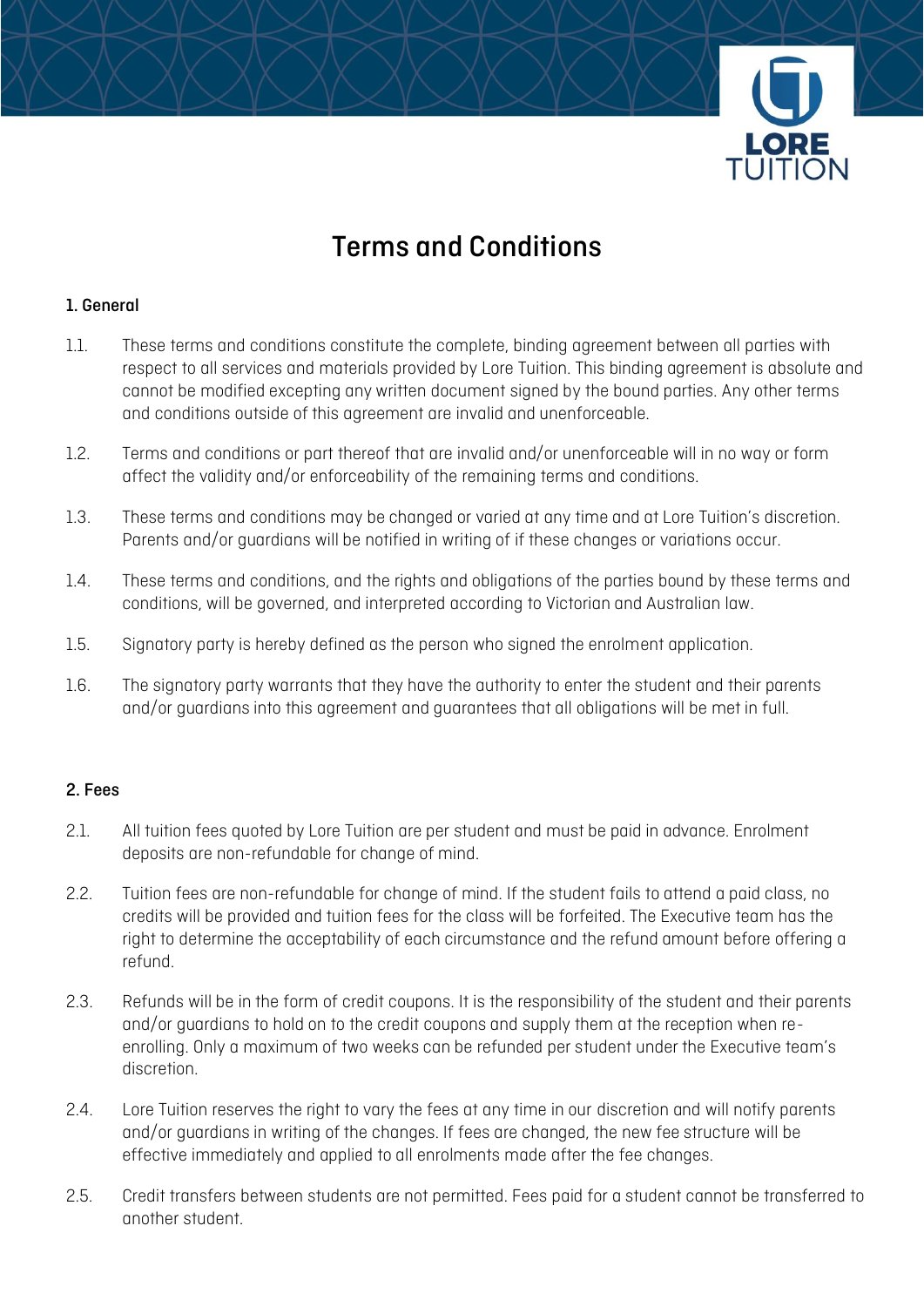# Terms and Conditions

## 1. General

1.1. These terms and conditions constitute the complete, binding agreement between all parties with respect to all services and materials provided by Lore Tuition. This binding agreement is absolute and cannot be modified excepting any written document signed by the bound parties. Any other terms and conditions outside of this agreement are invalid and unenforceable.

1.2. Terms and conditions or part thereof that are invalid and/or unenforceable will in no way or form affect the validity and/or enforceability of the remaining terms and conditions.

1.3. These terms and conditions may be changed or varied at any time and at Lore Tuition's discretion. Parents and/or guardians will be notified in writing of if these changes or variations occur.

1.4. These terms and conditions, and the rights and obligations of the parties bound by these terms and conditions, will be governed, and interpreted according to Victorian and Australian law.

1.5. Signatory party is hereby defined as the person who signed the enrolment application.

1.6. The signatory party warrants that they have the authority to enter the student and their parents and/or guardians into this agreement and guarantees that all obligations will be met in full.

## 2. Fees

2.1. All tuition fees quoted by Lore Tuition are per student and must be paid in advance. Enrolment deposits are non-refundable for change of mind.

2.2. Tuition fees are non-refundable for change of mind. If the student fails to attend a paid class, no credits will be provided and tuition fees for the class will be forfeited. The Executive team has the right to determine the acceptability of each circumstance and the refund amount before offering a refund.

2.3. Refunds will be in the form of credit coupons. It is the responsibility of the student and their parents and/or guardians to hold on to the credit coupons and supply them at the reception when re-enrolling. Only a maximum of two weeks can be refunded per student under the Executive team's discretion.

2.4. Lore Tuition reserves the right to vary the fees at any time in our discretion and will notify parents and/or guardians in writing of the changes. If fees are changed, the new fee structure will be effective immediately and applied to all enrolments made after the fee changes.

2.5. Credit transfers between students are not permitted. Fees paid for a student cannot be transferred to another student.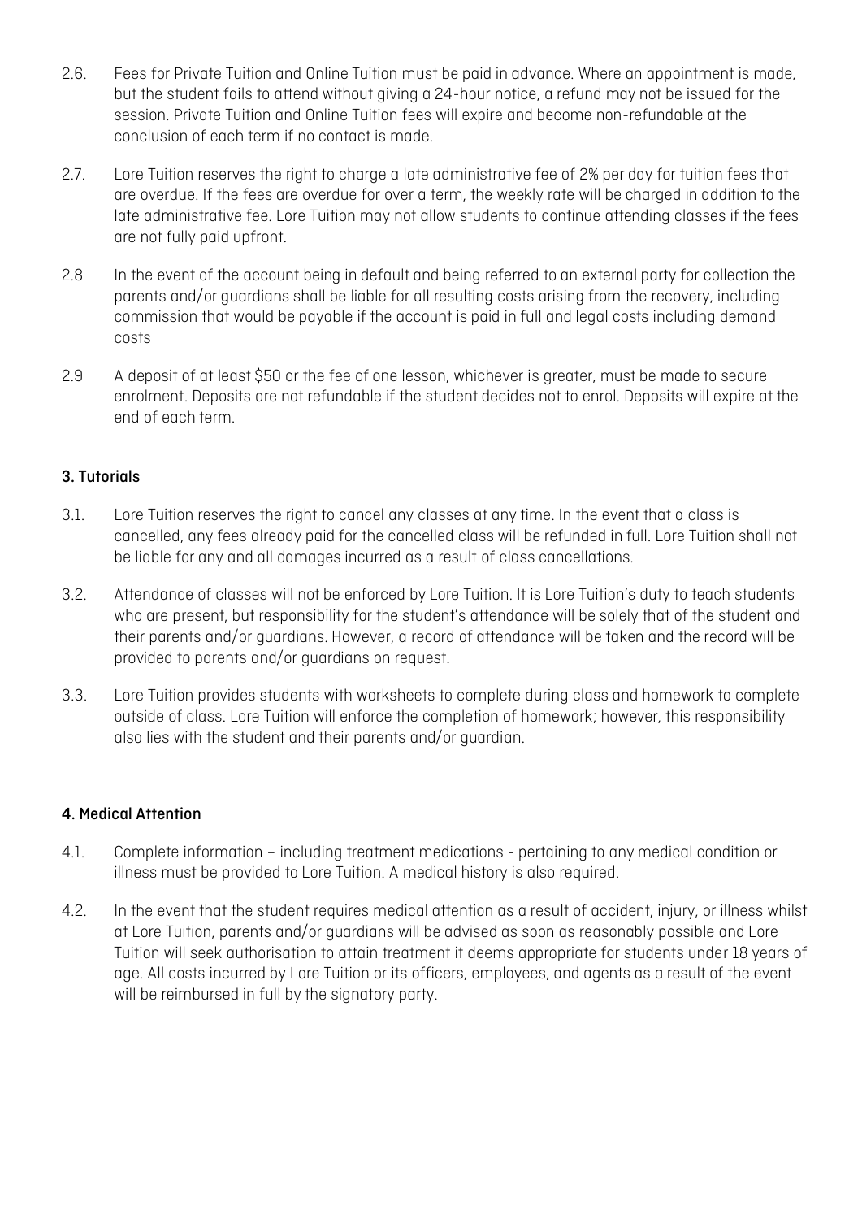2.6. Fees for Private Tuition and Online Tuition must be paid in advance. Where an appointment is made, but the student fails to attend without giving a 24-hour notice, a refund may not be issued for the session. Private Tuition and Online Tuition fees will expire and become non-refundable at the conclusion of each term if no contact is made.

2.7. Lore Tuition reserves the right to charge a late administrative fee of 2% per day for tuition fees that are overdue. If the fees are overdue for over a term, the weekly rate will be charged in addition to the late administrative fee. Lore Tuition may not allow students to continue attending classes if the fees are not fully paid upfront.

2.8 In the event of the account being in default and being referred to an external party for collection the parents and/or guardians shall be liable for all resulting costs arising from the recovery, including commission that would be payable if the account is paid in full and legal costs including demand costs

2.9 A deposit of at least $50 or the fee of one lesson, whichever is greater, must be made to secure enrolment. Deposits are not refundable if the student decides not to enrol. Deposits will expire at the end of each term.

### 3. Tutorials

3.1. Lore Tuition reserves the right to cancel any classes at any time. In the event that a class is cancelled, any fees already paid for the cancelled class will be refunded in full. Lore Tuition shall not be liable for any and all damages incurred as a result of class cancellations.

3.2. Attendance of classes will not be enforced by Lore Tuition. It is Lore Tuition's duty to teach students who are present, but responsibility for the student's attendance will be solely that of the student and their parents and/or guardians. However, a record of attendance will be taken and the record will be provided to parents and/or guardians on request.

3.3. Lore Tuition provides students with worksheets to complete during class and homework to complete outside of class. Lore Tuition will enforce the completion of homework; however, this responsibility also lies with the student and their parents and/or guardian.

### 4. Medical Attention

4.1. Complete information – including treatment medications - pertaining to any medical condition or illness must be provided to Lore Tuition. A medical history is also required.

4.2. In the event that the student requires medical attention as a result of accident, injury, or illness whilst at Lore Tuition, parents and/or guardians will be advised as soon as reasonably possible and Lore Tuition will seek authorisation to attain treatment it deems appropriate for students under 18 years of age. All costs incurred by Lore Tuition or its officers, employees, and agents as a result of the event will be reimbursed in full by the signatory party.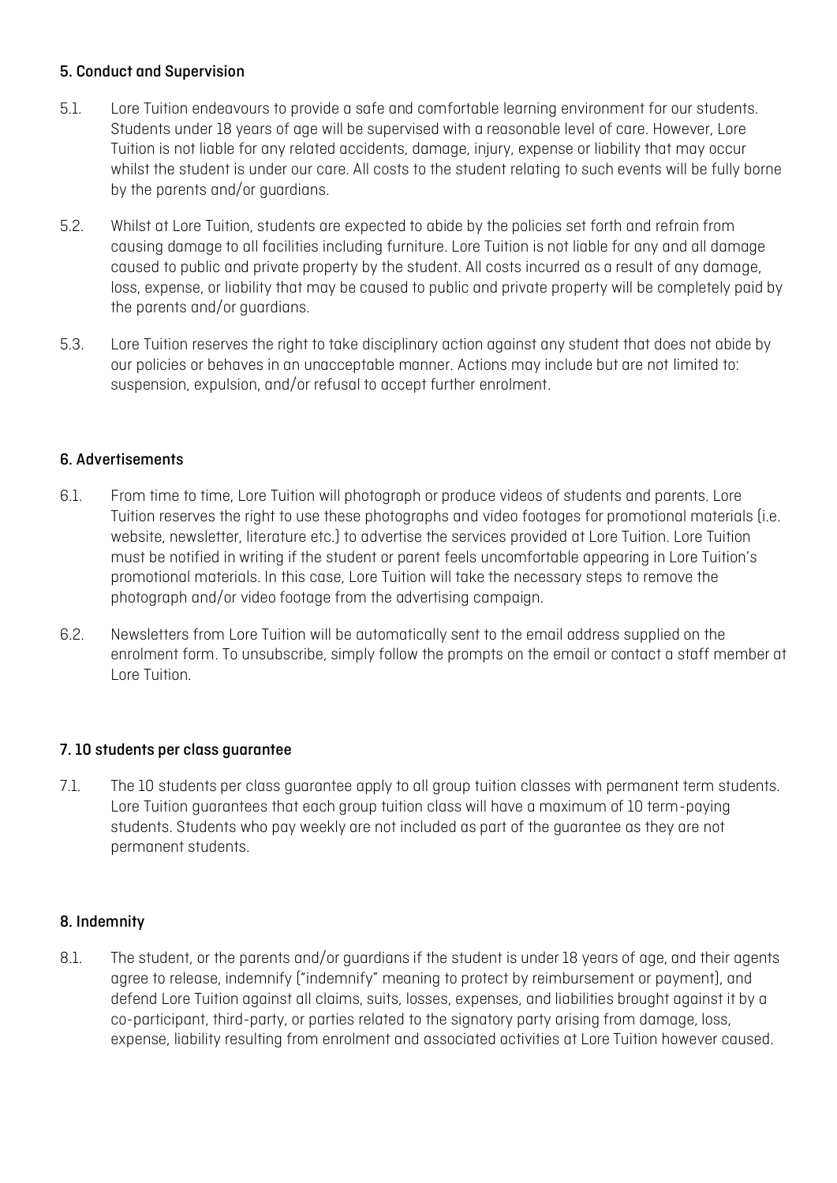## 5. Conduct and Supervision

5.1. Lore Tuition endeavours to provide a safe and comfortable learning environment for our students. Students under 18 years of age will be supervised with a reasonable level of care. However, Lore Tuition is not liable for any related accidents, damage, injury, expense or liability that may occur whilst the student is under our care. All costs to the student relating to such events will be fully borne by the parents and/or guardians.

5.2. Whilst at Lore Tuition, students are expected to abide by the policies set forth and refrain from causing damage to all facilities including furniture. Lore Tuition is not liable for any and all damage caused to public and private property by the student. All costs incurred as a result of any damage, loss, expense, or liability that may be caused to public and private property will be completely paid by the parents and/or guardians.

5.3. Lore Tuition reserves the right to take disciplinary action against any student that does not abide by our policies or behaves in an unacceptable manner. Actions may include but are not limited to: suspension, expulsion, and/or refusal to accept further enrolment.

## 6. Advertisements

6.1. From time to time, Lore Tuition will photograph or produce videos of students and parents. Lore Tuition reserves the right to use these photographs and video footages for promotional materials (i.e. website, newsletter, literature etc.) to advertise the services provided at Lore Tuition. Lore Tuition must be notified in writing if the student or parent feels uncomfortable appearing in Lore Tuition's promotional materials. In this case, Lore Tuition will take the necessary steps to remove the photograph and/or video footage from the advertising campaign.

6.2. Newsletters from Lore Tuition will be automatically sent to the email address supplied on the enrolment form. To unsubscribe, simply follow the prompts on the email or contact a staff member at Lore Tuition.

## 7. 10 students per class guarantee

7.1. The 10 students per class guarantee apply to all group tuition classes with permanent term students. Lore Tuition guarantees that each group tuition class will have a maximum of 10 term-paying students. Students who pay weekly are not included as part of the guarantee as they are not permanent students.

## 8. Indemnity

8.1. The student, or the parents and/or guardians if the student is under 18 years of age, and their agents agree to release, indemnify ("indemnify" meaning to protect by reimbursement or payment), and defend Lore Tuition against all claims, suits, losses, expenses, and liabilities brought against it by a co-participant, third-party, or parties related to the signatory party arising from damage, loss, expense, liability resulting from enrolment and associated activities at Lore Tuition however caused.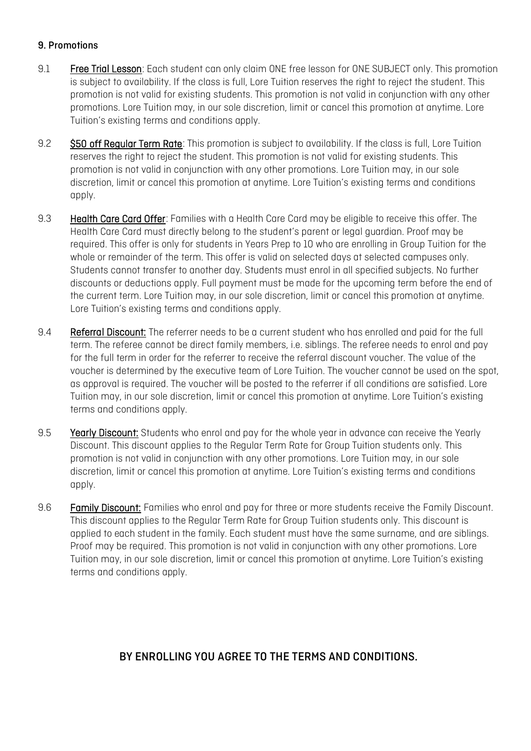## 9. Promotions

9.1 **Free Trial Lesson**: Each student can only claim ONE free lesson for ONE SUBJECT only. This promotion is subject to availability. If the class is full, Lore Tuition reserves the right to reject the student. This promotion is not valid for existing students. This promotion is not valid in conjunction with any other promotions. Lore Tuition may, in our sole discretion, limit or cancel this promotion at anytime. Lore Tuition's existing terms and conditions apply.

9.2 **$50 off Regular Term Rate**: This promotion is subject to availability. If the class is full, Lore Tuition reserves the right to reject the student. This promotion is not valid for existing students. This promotion is not valid in conjunction with any other promotions. Lore Tuition may, in our sole discretion, limit or cancel this promotion at anytime. Lore Tuition's existing terms and conditions apply.

9.3 **Health Care Card Offer**: Families with a Health Care Card may be eligible to receive this offer. The Health Care Card must directly belong to the student's parent or legal guardian. Proof may be required. This offer is only for students in Years Prep to 10 who are enrolling in Group Tuition for the whole or remainder of the term. This offer is valid on selected days at selected campuses only. Students cannot transfer to another day. Students must enrol in all specified subjects. No further discounts or deductions apply. Full payment must be made for the upcoming term before the end of the current term. Lore Tuition may, in our sole discretion, limit or cancel this promotion at anytime. Lore Tuition's existing terms and conditions apply.

9.4 **Referral Discount:** The referrer needs to be a current student who has enrolled and paid for the full term. The referee cannot be direct family members, i.e. siblings. The referee needs to enrol and pay for the full term in order for the referrer to receive the referral discount voucher. The value of the voucher is determined by the executive team of Lore Tuition. The voucher cannot be used on the spot, as approval is required. The voucher will be posted to the referrer if all conditions are satisfied. Lore Tuition may, in our sole discretion, limit or cancel this promotion at anytime. Lore Tuition's existing terms and conditions apply.

9.5 **Yearly Discount:** Students who enrol and pay for the whole year in advance can receive the Yearly Discount. This discount applies to the Regular Term Rate for Group Tuition students only. This promotion is not valid in conjunction with any other promotions. Lore Tuition may, in our sole discretion, limit or cancel this promotion at anytime. Lore Tuition's existing terms and conditions apply.

9.6 **Family Discount:** Families who enrol and pay for three or more students receive the Family Discount. This discount applies to the Regular Term Rate for Group Tuition students only. This discount is applied to each student in the family. Each student must have the same surname, and are siblings. Proof may be required. This promotion is not valid in conjunction with any other promotions. Lore Tuition may, in our sole discretion, limit or cancel this promotion at anytime. Lore Tuition's existing terms and conditions apply.

**BY ENROLLING YOU AGREE TO THE TERMS AND CONDITIONS.**